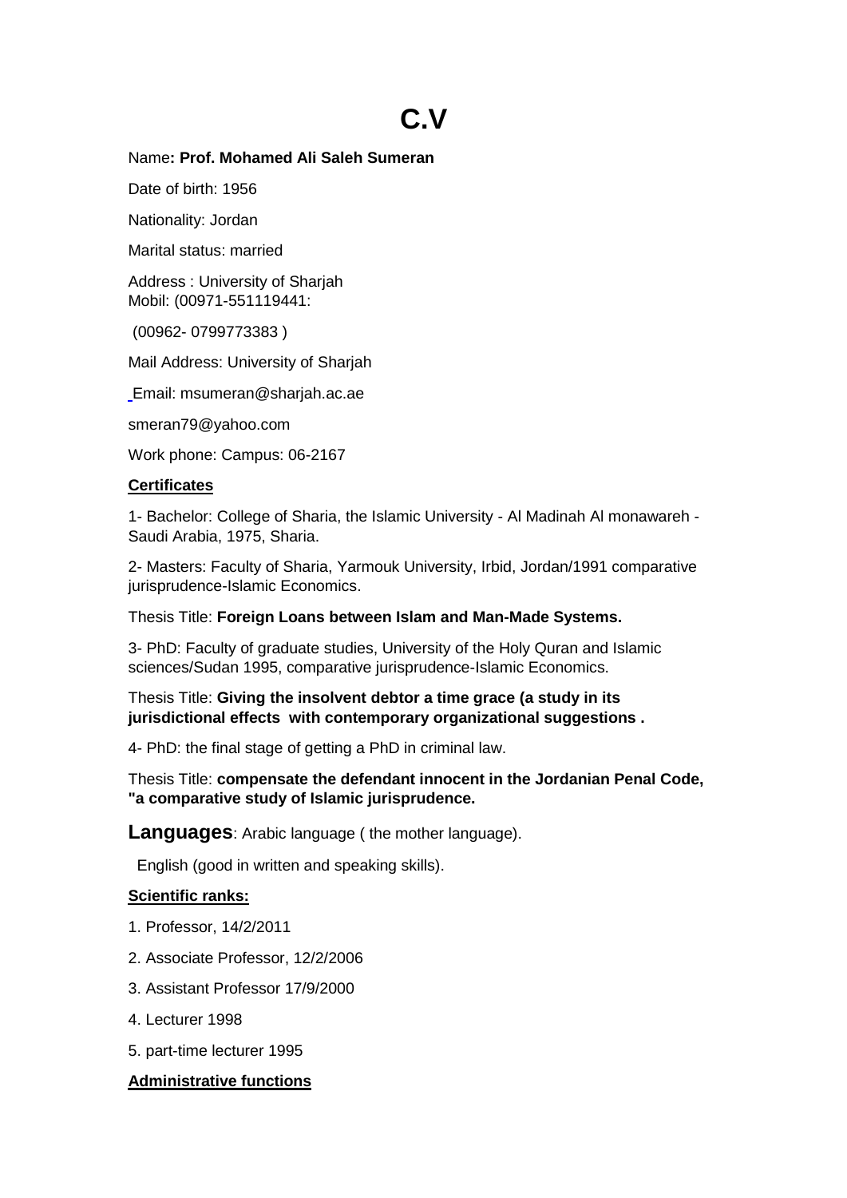# C.V

Name**: Prof. Mohamed Ali Saleh Sumeran**

Date of birth: 1956

Nationality: Jordan

Marital status: married

Address : University of Sharjah
Mobil: (00971-551119441:

(00962- 0799773383 )

Mail Address: University of Sharjah

Email: msumeran@sharjah.ac.ae

smeran79@yahoo.com

Work phone: Campus: 06-2167

**Certificates**

1- Bachelor: College of Sharia, the Islamic University - Al Madinah Al monawareh - Saudi Arabia, 1975, Sharia.

2- Masters: Faculty of Sharia, Yarmouk University, Irbid, Jordan/1991 comparative jurisprudence-Islamic Economics.

Thesis Title: **Foreign Loans between Islam and Man-Made Systems.**

3- PhD: Faculty of graduate studies, University of the Holy Quran and Islamic sciences/Sudan 1995, comparative jurisprudence-Islamic Economics.

Thesis Title: **Giving the insolvent debtor a time grace (a study in its jurisdictional effects with contemporary organizational suggestions .**

4- PhD: the final stage of getting a PhD in criminal law.

Thesis Title: **compensate the defendant innocent in the Jordanian Penal Code, "a comparative study of Islamic jurisprudence.**

**Languages**: Arabic language ( the mother language).

English (good in written and speaking skills).

**Scientific ranks:**

1. Professor, 14/2/2011
2. Associate Professor, 12/2/2006
3. Assistant Professor 17/9/2000
4. Lecturer 1998
5. part-time lecturer 1995

**Administrative functions**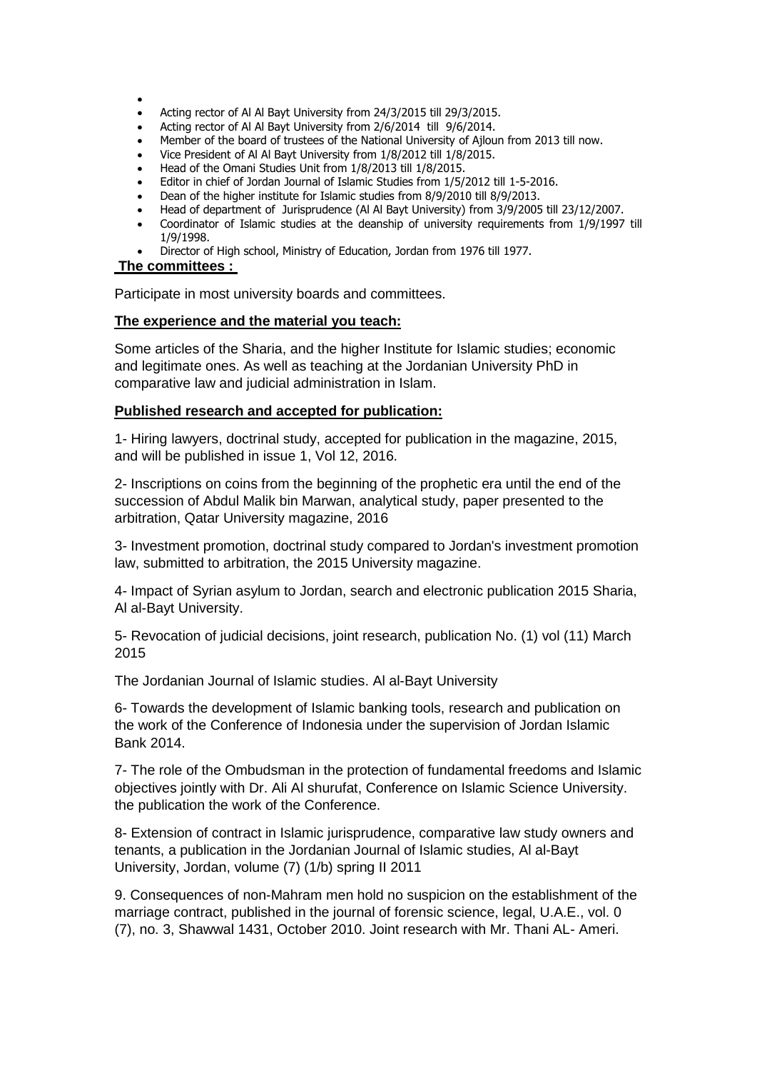- 
- Acting rector of Al Al Bayt University from 24/3/2015 till 29/3/2015.
- Acting rector of Al Al Bayt University from 2/6/2014 till 9/6/2014.
- Member of the board of trustees of the National University of Ajloun from 2013 till now.
- Vice President of Al Al Bayt University from 1/8/2012 till 1/8/2015.
- Head of the Omani Studies Unit from 1/8/2013 till 1/8/2015.
- Editor in chief of Jordan Journal of Islamic Studies from 1/5/2012 till 1-5-2016.
- Dean of the higher institute for Islamic studies from 8/9/2010 till 8/9/2013.
- Head of department of Jurisprudence (Al Al Bayt University) from 3/9/2005 till 23/12/2007.
- Coordinator of Islamic studies at the deanship of university requirements from 1/9/1997 till 1/9/1998.
- Director of High school, Ministry of Education, Jordan from 1976 till 1977.

**The committees :**

Participate in most university boards and committees.

**The experience and the material you teach:**

Some articles of the Sharia, and the higher Institute for Islamic studies; economic and legitimate ones. As well as teaching at the Jordanian University PhD in comparative law and judicial administration in Islam.

**Published research and accepted for publication:**

1- Hiring lawyers, doctrinal study, accepted for publication in the magazine, 2015, and will be published in issue 1, Vol 12, 2016.

2- Inscriptions on coins from the beginning of the prophetic era until the end of the succession of Abdul Malik bin Marwan, analytical study, paper presented to the arbitration, Qatar University magazine, 2016

3- Investment promotion, doctrinal study compared to Jordan's investment promotion law, submitted to arbitration, the 2015 University magazine.

4- Impact of Syrian asylum to Jordan, search and electronic publication 2015 Sharia, Al al-Bayt University.

5- Revocation of judicial decisions, joint research, publication No. (1) vol (11) March 2015

The Jordanian Journal of Islamic studies. Al al-Bayt University

6- Towards the development of Islamic banking tools, research and publication on the work of the Conference of Indonesia under the supervision of Jordan Islamic Bank 2014.

7- The role of the Ombudsman in the protection of fundamental freedoms and Islamic objectives jointly with Dr. Ali Al shurufat, Conference on Islamic Science University. the publication the work of the Conference.

8- Extension of contract in Islamic jurisprudence, comparative law study owners and tenants, a publication in the Jordanian Journal of Islamic studies, Al al-Bayt University, Jordan, volume (7) (1/b) spring II 2011

9. Consequences of non-Mahram men hold no suspicion on the establishment of the marriage contract, published in the journal of forensic science, legal, U.A.E., vol. 0 (7), no. 3, Shawwal 1431, October 2010. Joint research with Mr. Thani AL- Ameri.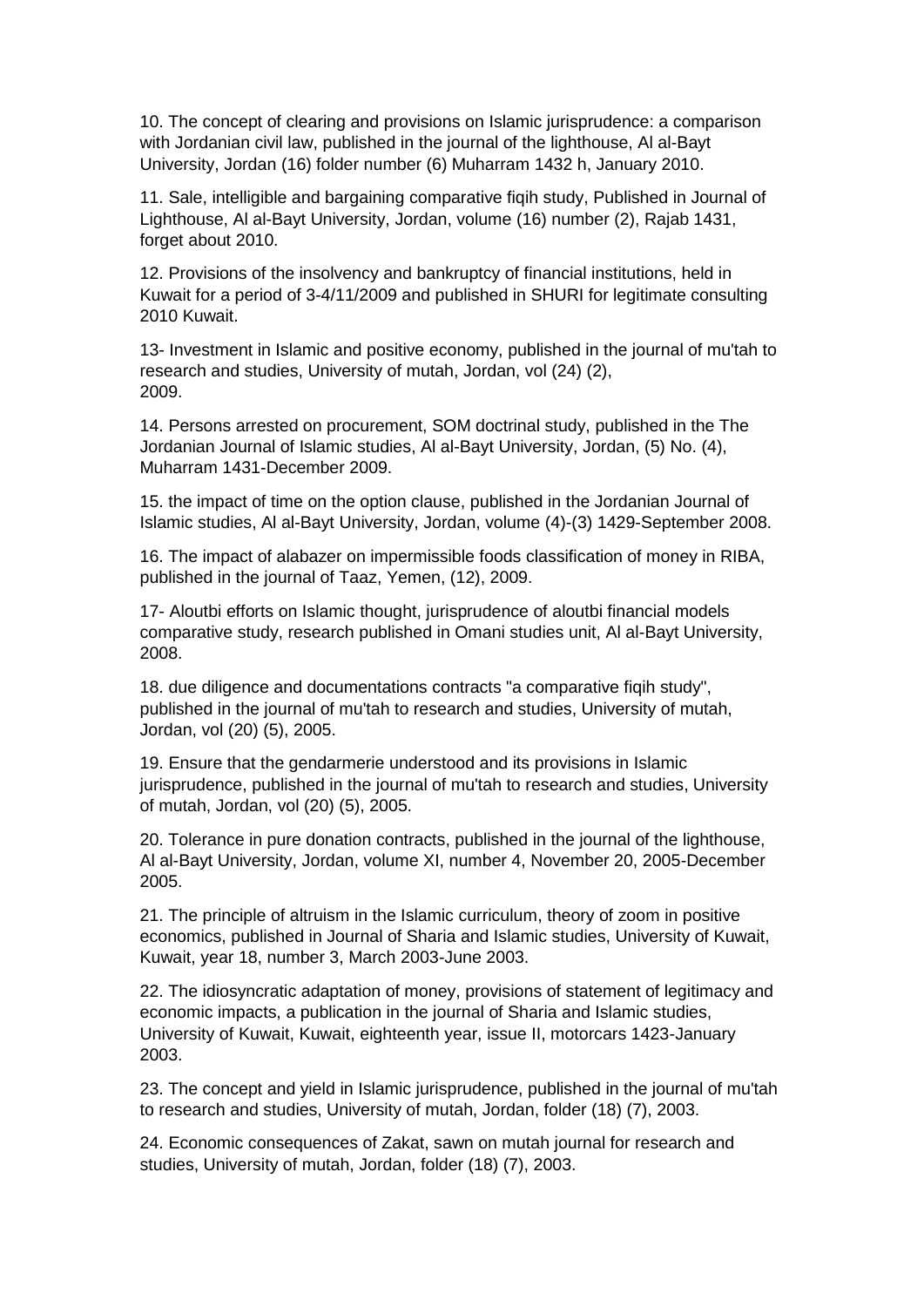10. The concept of clearing and provisions on Islamic jurisprudence: a comparison with Jordanian civil law, published in the journal of the lighthouse, Al al-Bayt University, Jordan (16) folder number (6) Muharram 1432 h, January 2010.

11. Sale, intelligible and bargaining comparative fiqih study, Published in Journal of Lighthouse, Al al-Bayt University, Jordan, volume (16) number (2), Rajab 1431, forget about 2010.

12. Provisions of the insolvency and bankruptcy of financial institutions, held in Kuwait for a period of 3-4/11/2009 and published in SHURI for legitimate consulting 2010 Kuwait.

13- Investment in Islamic and positive economy, published in the journal of mu'tah to research and studies, University of mutah, Jordan, vol (24) (2), 2009.

14. Persons arrested on procurement, SOM doctrinal study, published in the The Jordanian Journal of Islamic studies, Al al-Bayt University, Jordan, (5) No. (4), Muharram 1431-December 2009.

15. the impact of time on the option clause, published in the Jordanian Journal of Islamic studies, Al al-Bayt University, Jordan, volume (4)-(3) 1429-September 2008.

16. The impact of alabazer on impermissible foods classification of money in RIBA, published in the journal of Taaz, Yemen, (12), 2009.

17- Aloutbi efforts on Islamic thought, jurisprudence of aloutbi financial models comparative study, research published in Omani studies unit, Al al-Bayt University, 2008.

18. due diligence and documentations contracts "a comparative fiqih study", published in the journal of mu'tah to research and studies, University of mutah, Jordan, vol (20) (5), 2005.

19. Ensure that the gendarmerie understood and its provisions in Islamic jurisprudence, published in the journal of mu'tah to research and studies, University of mutah, Jordan, vol (20) (5), 2005.

20. Tolerance in pure donation contracts, published in the journal of the lighthouse, Al al-Bayt University, Jordan, volume XI, number 4, November 20, 2005-December 2005.

21. The principle of altruism in the Islamic curriculum, theory of zoom in positive economics, published in Journal of Sharia and Islamic studies, University of Kuwait, Kuwait, year 18, number 3, March 2003-June 2003.

22. The idiosyncratic adaptation of money, provisions of statement of legitimacy and economic impacts, a publication in the journal of Sharia and Islamic studies, University of Kuwait, Kuwait, eighteenth year, issue II, motorcars 1423-January 2003.

23. The concept and yield in Islamic jurisprudence, published in the journal of mu'tah to research and studies, University of mutah, Jordan, folder (18) (7), 2003.

24. Economic consequences of Zakat, sawn on mutah journal for research and studies, University of mutah, Jordan, folder (18) (7), 2003.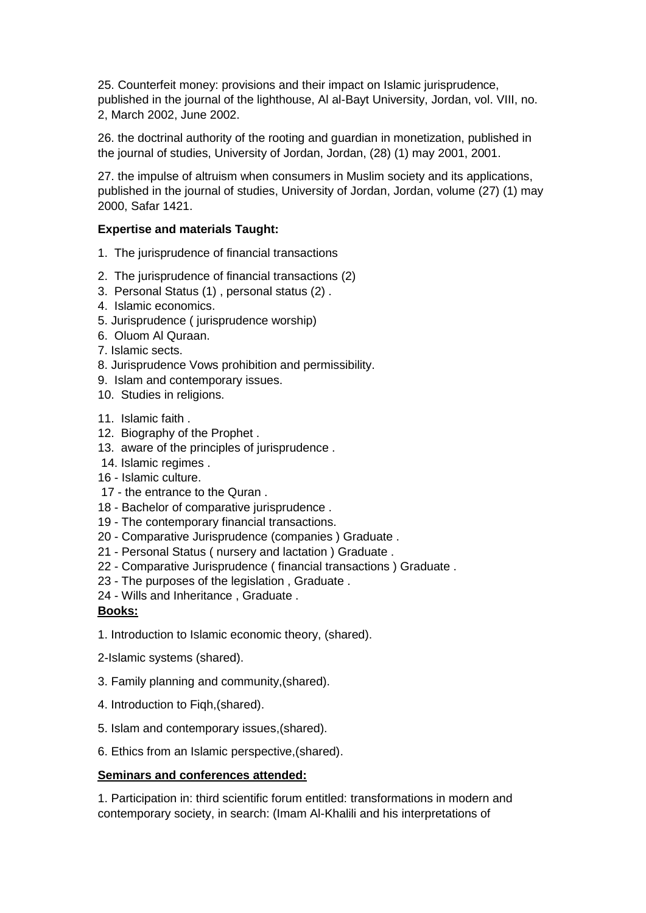25. Counterfeit money: provisions and their impact on Islamic jurisprudence, published in the journal of the lighthouse, Al al-Bayt University, Jordan, vol. VIII, no. 2, March 2002, June 2002.

26. the doctrinal authority of the rooting and guardian in monetization, published in the journal of studies, University of Jordan, Jordan, (28) (1) may 2001, 2001.

27. the impulse of altruism when consumers in Muslim society and its applications, published in the journal of studies, University of Jordan, Jordan, volume (27) (1) may 2000, Safar 1421.

**Expertise and materials Taught:**

1. The jurisprudence of financial transactions
2. The jurisprudence of financial transactions (2)
3. Personal Status (1) , personal status (2) .
4. Islamic economics.
5. Jurisprudence ( jurisprudence worship)
6. Oluom Al Quraan.
7. Islamic sects.
8. Jurisprudence Vows prohibition and permissibility.
9. Islam and contemporary issues.
10. Studies in religions.
11. Islamic faith .
12. Biography of the Prophet .
13. aware of the principles of jurisprudence .
14. Islamic regimes .

16 - Islamic culture.
17 - the entrance to the Quran .
18 - Bachelor of comparative jurisprudence .
19 - The contemporary financial transactions.
20 - Comparative Jurisprudence (companies ) Graduate .
21 - Personal Status ( nursery and lactation ) Graduate .
22 - Comparative Jurisprudence ( financial transactions ) Graduate .
23 - The purposes of the legislation , Graduate .
24 - Wills and Inheritance , Graduate .

**Books:**

1. Introduction to Islamic economic theory, (shared).

2-Islamic systems (shared).

3. Family planning and community,(shared).

4. Introduction to Fiqh,(shared).

5. Islam and contemporary issues,(shared).

6. Ethics from an Islamic perspective,(shared).

**Seminars and conferences attended:**

1. Participation in: third scientific forum entitled: transformations in modern and contemporary society, in search: (Imam Al-Khalili and his interpretations of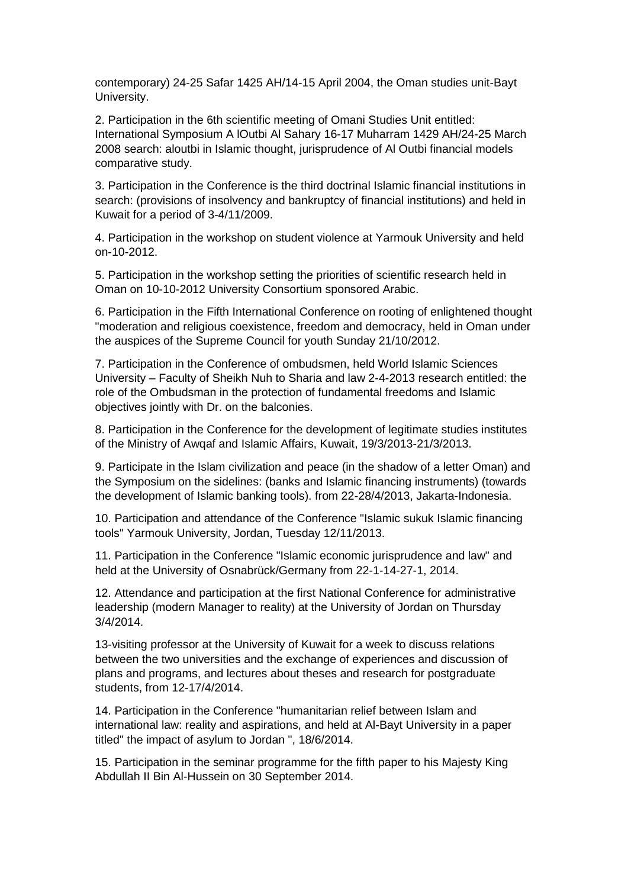contemporary) 24-25 Safar 1425 AH/14-15 April 2004, the Oman studies unit-Bayt University.

2. Participation in the 6th scientific meeting of Omani Studies Unit entitled: International Symposium A lOutbi Al Sahary 16-17 Muharram 1429 AH/24-25 March 2008 search: aloutbi in Islamic thought, jurisprudence of Al Outbi financial models comparative study.

3. Participation in the Conference is the third doctrinal Islamic financial institutions in search: (provisions of insolvency and bankruptcy of financial institutions) and held in Kuwait for a period of 3-4/11/2009.

4. Participation in the workshop on student violence at Yarmouk University and held on-10-2012.

5. Participation in the workshop setting the priorities of scientific research held in Oman on 10-10-2012 University Consortium sponsored Arabic.

6. Participation in the Fifth International Conference on rooting of enlightened thought "moderation and religious coexistence, freedom and democracy, held in Oman under the auspices of the Supreme Council for youth Sunday 21/10/2012.

7. Participation in the Conference of ombudsmen, held World Islamic Sciences University – Faculty of Sheikh Nuh to Sharia and law 2-4-2013 research entitled: the role of the Ombudsman in the protection of fundamental freedoms and Islamic objectives jointly with Dr. on the balconies.

8. Participation in the Conference for the development of legitimate studies institutes of the Ministry of Awqaf and Islamic Affairs, Kuwait, 19/3/2013-21/3/2013.

9. Participate in the Islam civilization and peace (in the shadow of a letter Oman) and the Symposium on the sidelines: (banks and Islamic financing instruments) (towards the development of Islamic banking tools). from 22-28/4/2013, Jakarta-Indonesia.

10. Participation and attendance of the Conference "Islamic sukuk Islamic financing tools" Yarmouk University, Jordan, Tuesday 12/11/2013.

11. Participation in the Conference "Islamic economic jurisprudence and law" and held at the University of Osnabrück/Germany from 22-1-14-27-1, 2014.

12. Attendance and participation at the first National Conference for administrative leadership (modern Manager to reality) at the University of Jordan on Thursday 3/4/2014.

13-visiting professor at the University of Kuwait for a week to discuss relations between the two universities and the exchange of experiences and discussion of plans and programs, and lectures about theses and research for postgraduate students, from 12-17/4/2014.

14. Participation in the Conference "humanitarian relief between Islam and international law: reality and aspirations, and held at Al-Bayt University in a paper titled" the impact of asylum to Jordan ", 18/6/2014.

15. Participation in the seminar programme for the fifth paper to his Majesty King Abdullah II Bin Al-Hussein on 30 September 2014.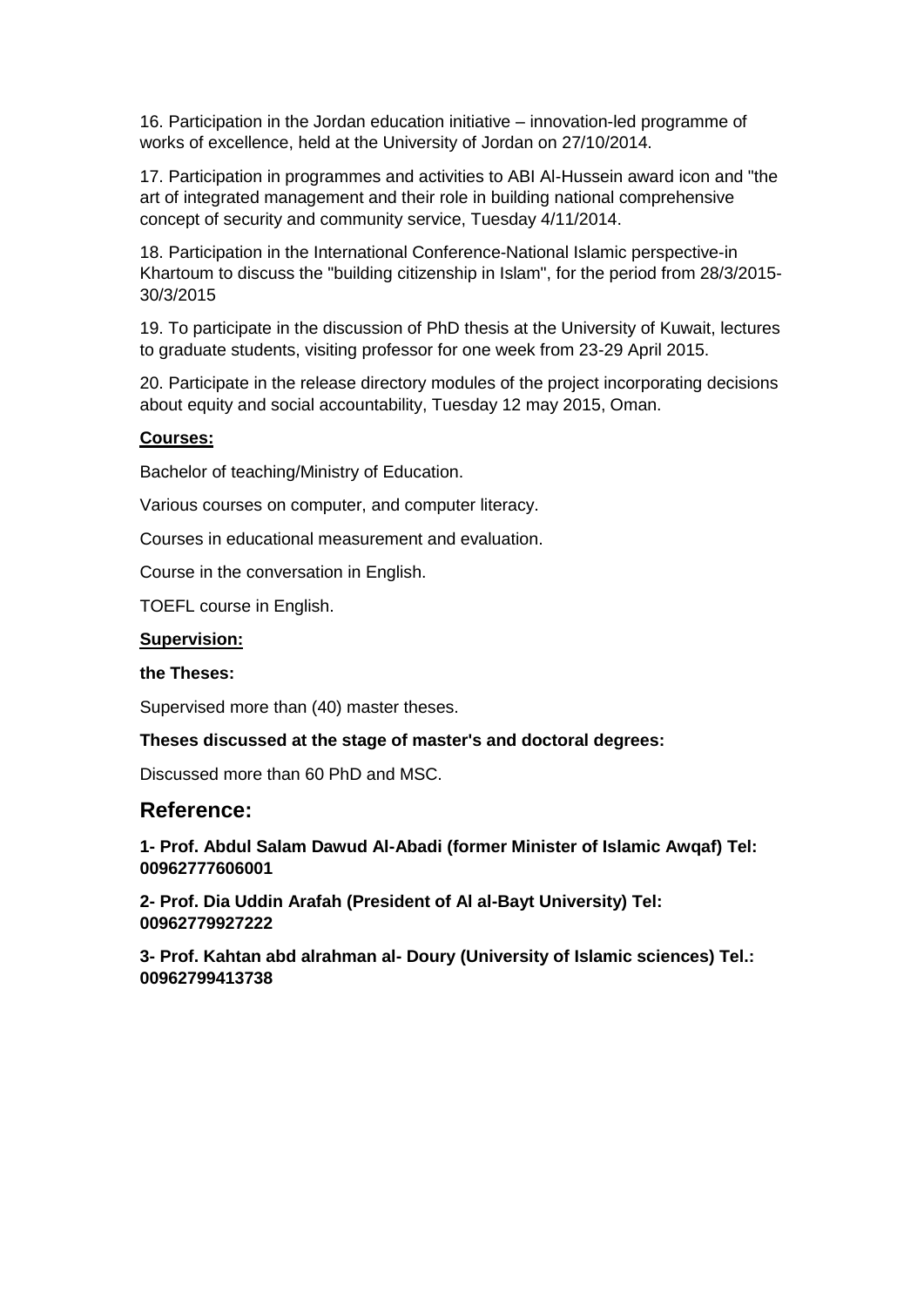16. Participation in the Jordan education initiative – innovation-led programme of works of excellence, held at the University of Jordan on 27/10/2014.

17. Participation in programmes and activities to ABI Al-Hussein award icon and "the art of integrated management and their role in building national comprehensive concept of security and community service, Tuesday 4/11/2014.

18. Participation in the International Conference-National Islamic perspective-in Khartoum to discuss the "building citizenship in Islam", for the period from 28/3/2015-30/3/2015

19. To participate in the discussion of PhD thesis at the University of Kuwait, lectures to graduate students, visiting professor for one week from 23-29 April 2015.

20. Participate in the release directory modules of the project incorporating decisions about equity and social accountability, Tuesday 12 may 2015, Oman.

**Courses:**

Bachelor of teaching/Ministry of Education.

Various courses on computer, and computer literacy.

Courses in educational measurement and evaluation.

Course in the conversation in English.

TOEFL course in English.

**Supervision:**

**the Theses:**

Supervised more than (40) master theses.

**Theses discussed at the stage of master's and doctoral degrees:**

Discussed more than 60 PhD and MSC.

## Reference:

**1- Prof. Abdul Salam Dawud Al-Abadi (former Minister of Islamic Awqaf) Tel: 00962777606001**

**2- Prof. Dia Uddin Arafah (President of Al al-Bayt University) Tel: 00962779927222**

**3- Prof. Kahtan abd alrahman al- Doury (University of Islamic sciences) Tel.: 00962799413738**